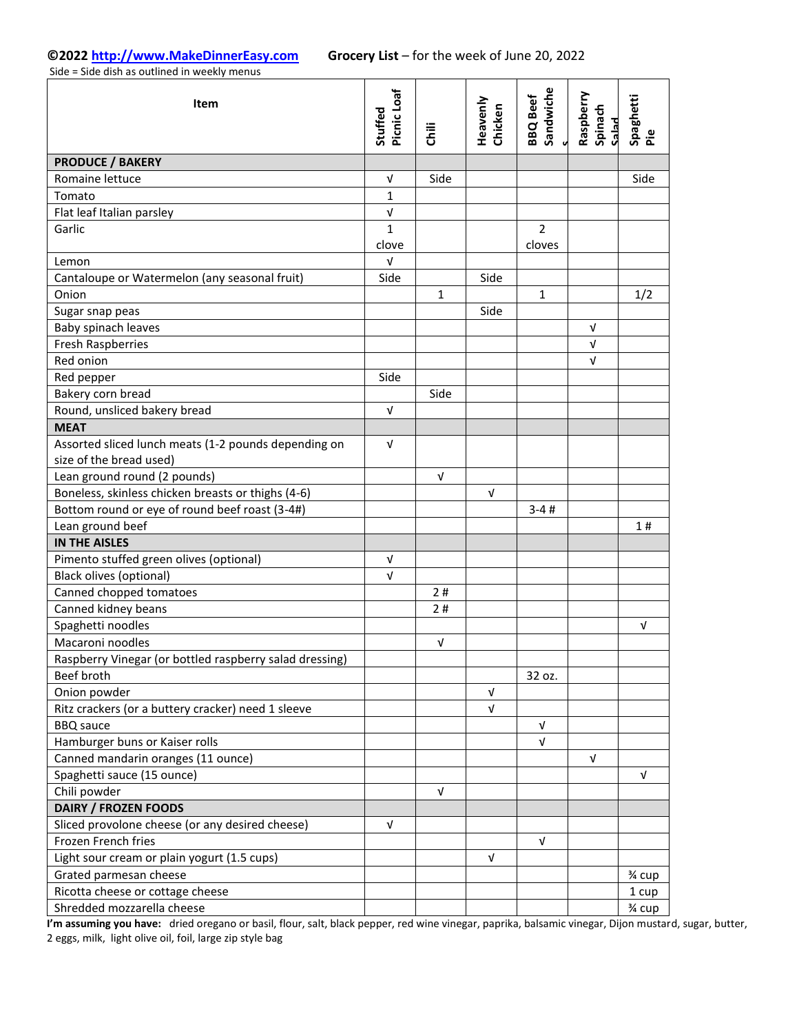**©2022 http://www.MakeDinnerEasy.com** **Grocery List** – for the week of June 20, 2022

Side = Side dish as outlined in weekly menus

| Item | Stuffed Picnic Loaf | Chili | Heavenly Chicken | BBQ Beef Sandwiches | Raspberry Spinach Salad | Spaghetti Pie |
|---|---|---|---|---|---|---|
| **PRODUCE / BAKERY** | | | | | | |
| Romaine lettuce | √ | Side | | | | Side |
| Tomato | 1 | | | | | |
| Flat leaf Italian parsley | √ | | | | | |
| Garlic | 1 clove | | | 2 cloves | | |
| Lemon | √ | | | | | |
| Cantaloupe or Watermelon (any seasonal fruit) | Side | | Side | | | |
| Onion | | 1 | | 1 | | 1/2 |
| Sugar snap peas | | | Side | | | |
| Baby spinach leaves | | | | | √ | |
| Fresh Raspberries | | | | | √ | |
| Red onion | | | | | √ | |
| Red pepper | Side | | | | | |
| Bakery corn bread | | Side | | | | |
| Round, unsliced bakery bread | √ | | | | | |
| **MEAT** | | | | | | |
| Assorted sliced lunch meats (1-2 pounds depending on size of the bread used) | √ | | | | | |
| Lean ground round (2 pounds) | | √ | | | | |
| Boneless, skinless chicken breasts or thighs (4-6) | | | √ | | | |
| Bottom round or eye of round beef roast (3-4#) | | | | 3-4 # | | |
| Lean ground beef | | | | | | 1 # |
| **IN THE AISLES** | | | | | | |
| Pimento stuffed green olives (optional) | √ | | | | | |
| Black olives (optional) | √ | | | | | |
| Canned chopped tomatoes | | 2 # | | | | |
| Canned kidney beans | | 2 # | | | | |
| Spaghetti noodles | | | | | | √ |
| Macaroni noodles | | √ | | | | |
| Raspberry Vinegar (or bottled raspberry salad dressing) | | | | | | |
| Beef broth | | | | 32 oz. | | |
| Onion powder | | | √ | | | |
| Ritz crackers (or a buttery cracker) need 1 sleeve | | | √ | | | |
| BBQ sauce | | | | √ | | |
| Hamburger buns or Kaiser rolls | | | | √ | | |
| Canned mandarin oranges (11 ounce) | | | | | √ | |
| Spaghetti sauce (15 ounce) | | | | | | √ |
| Chili powder | | √ | | | | |
| **DAIRY / FROZEN FOODS** | | | | | | |
| Sliced provolone cheese (or any desired cheese) | √ | | | | | |
| Frozen French fries | | | | √ | | |
| Light sour cream or plain yogurt (1.5 cups) | | | √ | | | |
| Grated parmesan cheese | | | | | | ¾ cup |
| Ricotta cheese or cottage cheese | | | | | | 1 cup |
| Shredded mozzarella cheese | | | | | | ¾ cup |

**I'm assuming you have:** dried oregano or basil, flour, salt, black pepper, red wine vinegar, paprika, balsamic vinegar, Dijon mustard, sugar, butter, 2 eggs, milk, light olive oil, foil, large zip style bag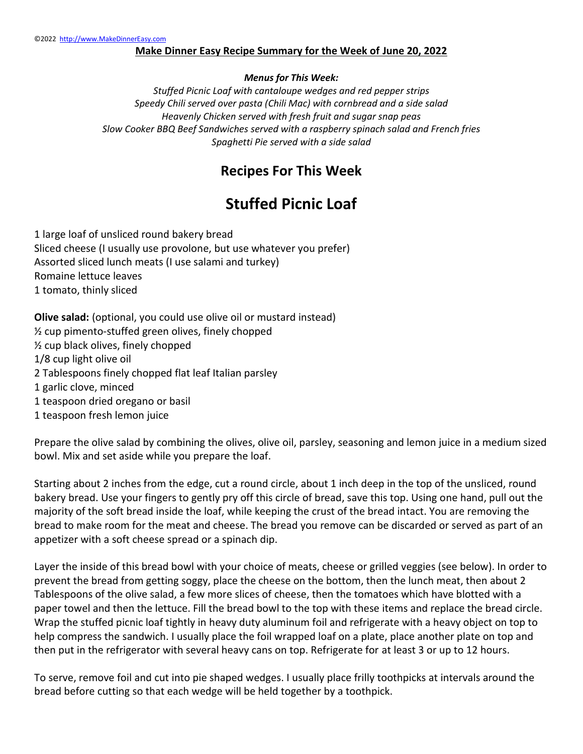©2022 http://www.MakeDinnerEasy.com

**Make Dinner Easy Recipe Summary for the Week of June 20, 2022**

***Menus for This Week:***

*Stuffed Picnic Loaf with cantaloupe wedges and red pepper strips*
*Speedy Chili served over pasta (Chili Mac) with cornbread and a side salad*
*Heavenly Chicken served with fresh fruit and sugar snap peas*
*Slow Cooker BBQ Beef Sandwiches served with a raspberry spinach salad and French fries*
*Spaghetti Pie served with a side salad*

## Recipes For This Week

# Stuffed Picnic Loaf

1 large loaf of unsliced round bakery bread
Sliced cheese (I usually use provolone, but use whatever you prefer)
Assorted sliced lunch meats (I use salami and turkey)
Romaine lettuce leaves
1 tomato, thinly sliced

**Olive salad:** (optional, you could use olive oil or mustard instead)
½ cup pimento-stuffed green olives, finely chopped
½ cup black olives, finely chopped
1/8 cup light olive oil
2 Tablespoons finely chopped flat leaf Italian parsley
1 garlic clove, minced
1 teaspoon dried oregano or basil
1 teaspoon fresh lemon juice

Prepare the olive salad by combining the olives, olive oil, parsley, seasoning and lemon juice in a medium sized bowl. Mix and set aside while you prepare the loaf.

Starting about 2 inches from the edge, cut a round circle, about 1 inch deep in the top of the unsliced, round bakery bread. Use your fingers to gently pry off this circle of bread, save this top. Using one hand, pull out the majority of the soft bread inside the loaf, while keeping the crust of the bread intact. You are removing the bread to make room for the meat and cheese. The bread you remove can be discarded or served as part of an appetizer with a soft cheese spread or a spinach dip.

Layer the inside of this bread bowl with your choice of meats, cheese or grilled veggies (see below). In order to prevent the bread from getting soggy, place the cheese on the bottom, then the lunch meat, then about 2 Tablespoons of the olive salad, a few more slices of cheese, then the tomatoes which have blotted with a paper towel and then the lettuce. Fill the bread bowl to the top with these items and replace the bread circle. Wrap the stuffed picnic loaf tightly in heavy duty aluminum foil and refrigerate with a heavy object on top to help compress the sandwich. I usually place the foil wrapped loaf on a plate, place another plate on top and then put in the refrigerator with several heavy cans on top. Refrigerate for at least 3 or up to 12 hours.

To serve, remove foil and cut into pie shaped wedges. I usually place frilly toothpicks at intervals around the bread before cutting so that each wedge will be held together by a toothpick.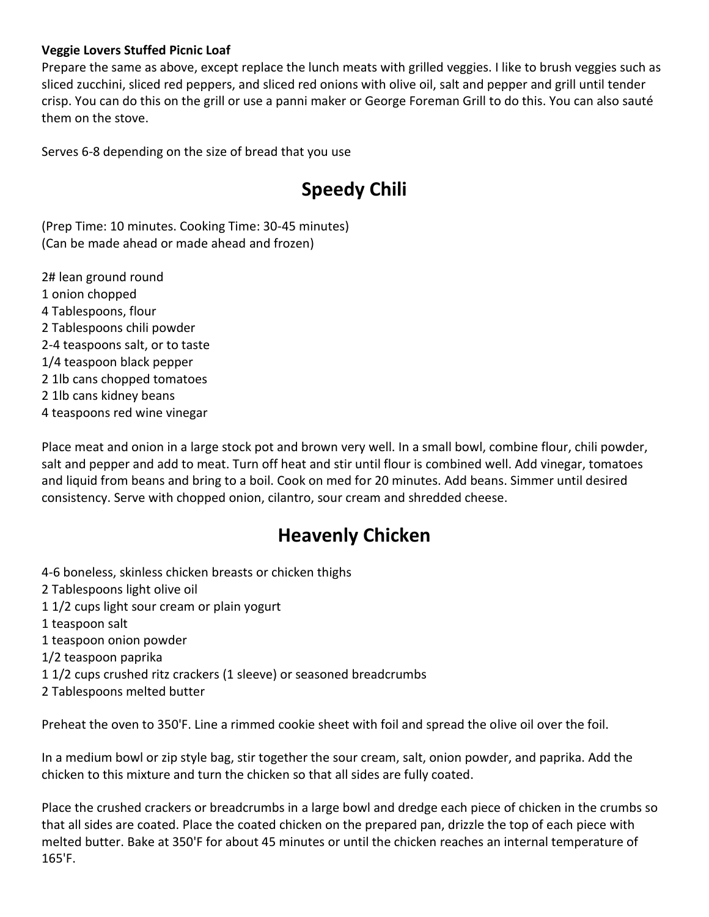**Veggie Lovers Stuffed Picnic Loaf**

Prepare the same as above, except replace the lunch meats with grilled veggies. I like to brush veggies such as sliced zucchini, sliced red peppers, and sliced red onions with olive oil, salt and pepper and grill until tender crisp. You can do this on the grill or use a panni maker or George Foreman Grill to do this. You can also sauté them on the stove.

Serves 6-8 depending on the size of bread that you use

# Speedy Chili

(Prep Time: 10 minutes. Cooking Time: 30-45 minutes)
(Can be made ahead or made ahead and frozen)

2# lean ground round
1 onion chopped
4 Tablespoons, flour
2 Tablespoons chili powder
2-4 teaspoons salt, or to taste
1/4 teaspoon black pepper
2 1lb cans chopped tomatoes
2 1lb cans kidney beans
4 teaspoons red wine vinegar

Place meat and onion in a large stock pot and brown very well. In a small bowl, combine flour, chili powder, salt and pepper and add to meat. Turn off heat and stir until flour is combined well. Add vinegar, tomatoes and liquid from beans and bring to a boil. Cook on med for 20 minutes. Add beans. Simmer until desired consistency. Serve with chopped onion, cilantro, sour cream and shredded cheese.

# Heavenly Chicken

4-6 boneless, skinless chicken breasts or chicken thighs
2 Tablespoons light olive oil
1 1/2 cups light sour cream or plain yogurt
1 teaspoon salt
1 teaspoon onion powder
1/2 teaspoon paprika
1 1/2 cups crushed ritz crackers (1 sleeve) or seasoned breadcrumbs
2 Tablespoons melted butter

Preheat the oven to 350'F. Line a rimmed cookie sheet with foil and spread the olive oil over the foil.

In a medium bowl or zip style bag, stir together the sour cream, salt, onion powder, and paprika. Add the chicken to this mixture and turn the chicken so that all sides are fully coated.

Place the crushed crackers or breadcrumbs in a large bowl and dredge each piece of chicken in the crumbs so that all sides are coated. Place the coated chicken on the prepared pan, drizzle the top of each piece with melted butter. Bake at 350'F for about 45 minutes or until the chicken reaches an internal temperature of 165'F.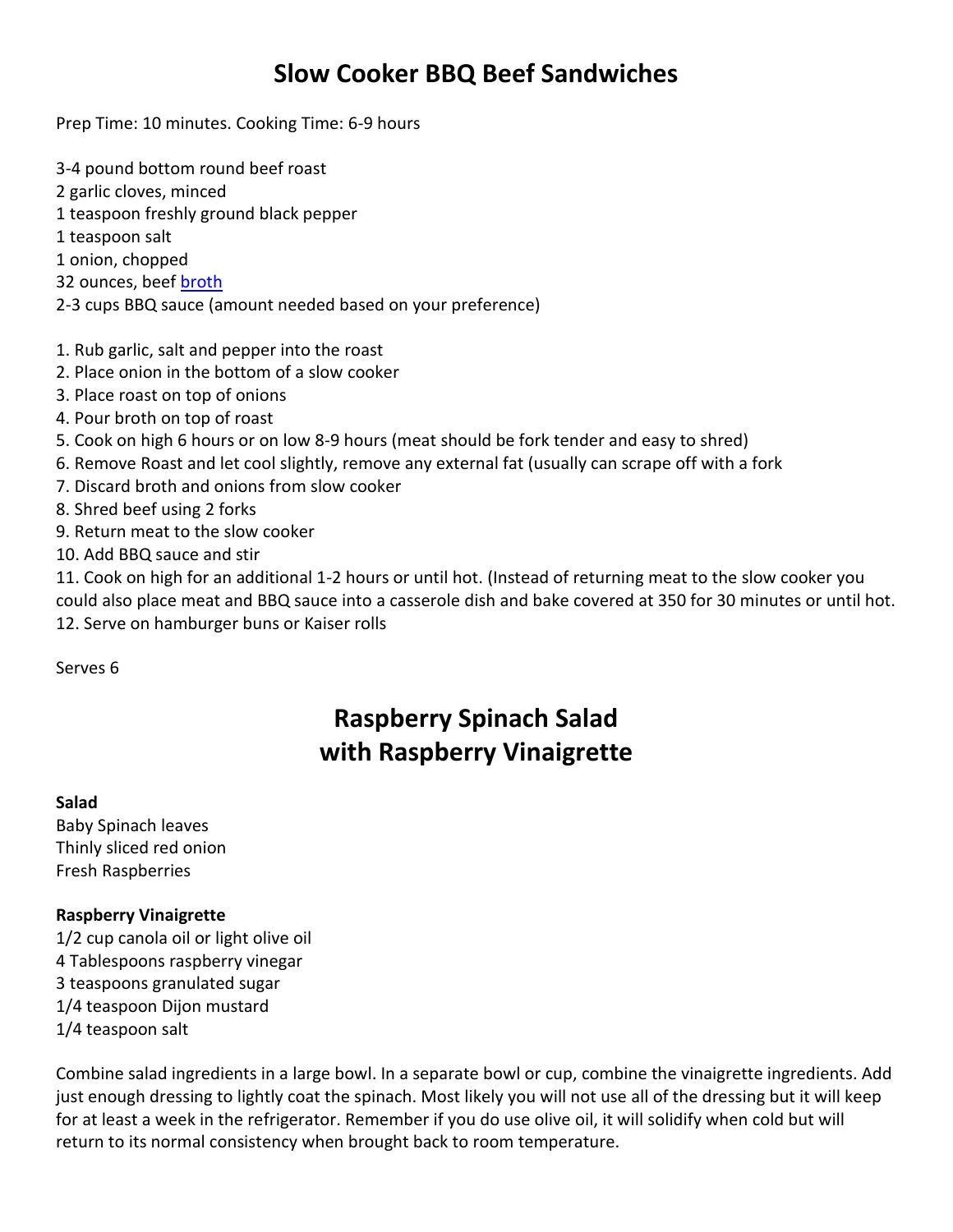# Slow Cooker BBQ Beef Sandwiches

Prep Time: 10 minutes. Cooking Time: 6-9 hours

3-4 pound bottom round beef roast
2 garlic cloves, minced
1 teaspoon freshly ground black pepper
1 teaspoon salt
1 onion, chopped
32 ounces, beef broth
2-3 cups BBQ sauce (amount needed based on your preference)

1. Rub garlic, salt and pepper into the roast
2. Place onion in the bottom of a slow cooker
3. Place roast on top of onions
4. Pour broth on top of roast
5. Cook on high 6 hours or on low 8-9 hours (meat should be fork tender and easy to shred)
6. Remove Roast and let cool slightly, remove any external fat (usually can scrape off with a fork
7. Discard broth and onions from slow cooker
8. Shred beef using 2 forks
9. Return meat to the slow cooker
10. Add BBQ sauce and stir
11. Cook on high for an additional 1-2 hours or until hot. (Instead of returning meat to the slow cooker you could also place meat and BBQ sauce into a casserole dish and bake covered at 350 for 30 minutes or until hot.
12. Serve on hamburger buns or Kaiser rolls

Serves 6

# Raspberry Spinach Salad with Raspberry Vinaigrette

**Salad**
Baby Spinach leaves
Thinly sliced red onion
Fresh Raspberries

**Raspberry Vinaigrette**
1/2 cup canola oil or light olive oil
4 Tablespoons raspberry vinegar
3 teaspoons granulated sugar
1/4 teaspoon Dijon mustard
1/4 teaspoon salt

Combine salad ingredients in a large bowl. In a separate bowl or cup, combine the vinaigrette ingredients. Add just enough dressing to lightly coat the spinach. Most likely you will not use all of the dressing but it will keep for at least a week in the refrigerator. Remember if you do use olive oil, it will solidify when cold but will return to its normal consistency when brought back to room temperature.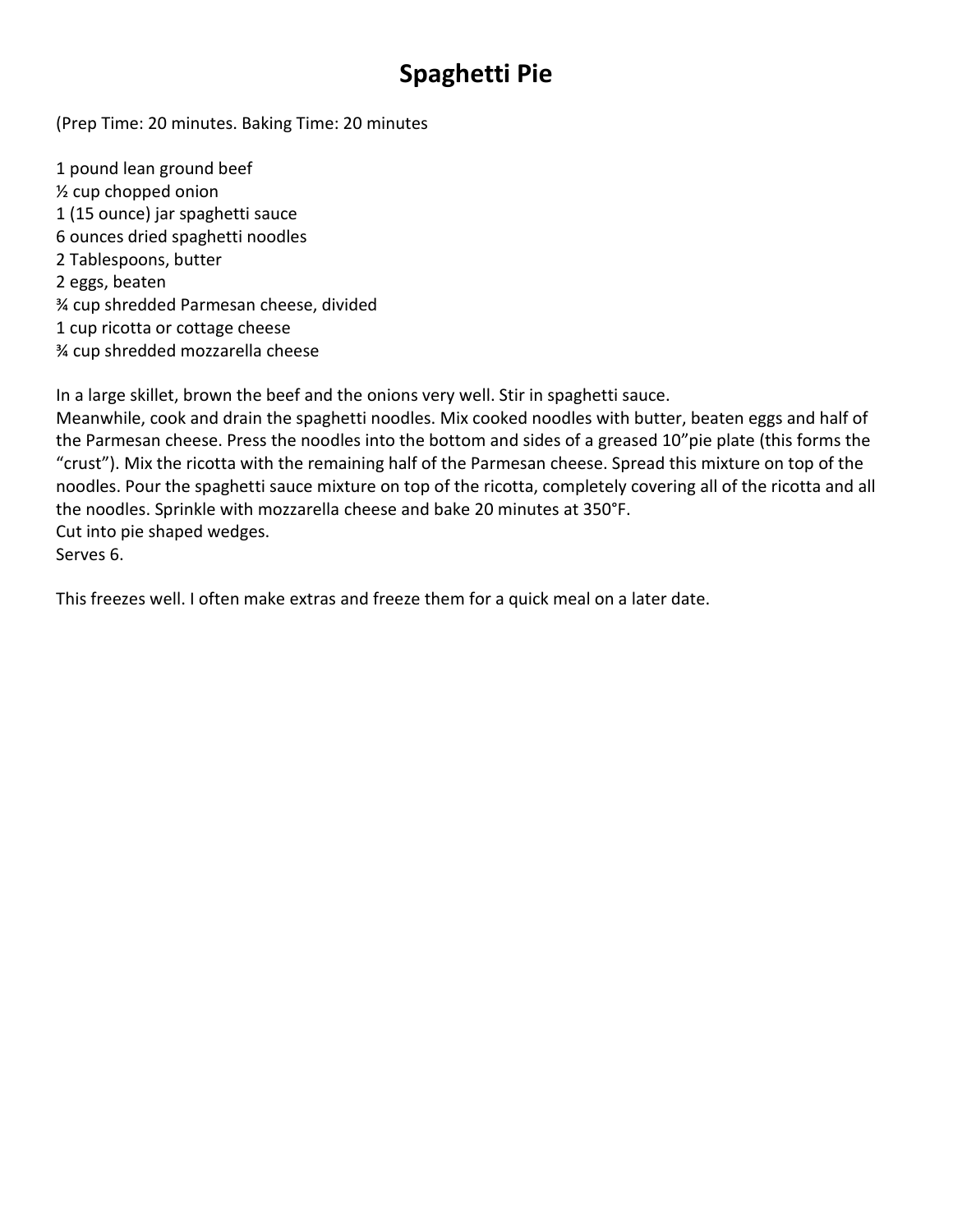# Spaghetti Pie

(Prep Time: 20 minutes. Baking Time: 20 minutes

1 pound lean ground beef
½ cup chopped onion
1 (15 ounce) jar spaghetti sauce
6 ounces dried spaghetti noodles
2 Tablespoons, butter
2 eggs, beaten
¾ cup shredded Parmesan cheese, divided
1 cup ricotta or cottage cheese
¾ cup shredded mozzarella cheese

In a large skillet, brown the beef and the onions very well. Stir in spaghetti sauce.
Meanwhile, cook and drain the spaghetti noodles. Mix cooked noodles with butter, beaten eggs and half of the Parmesan cheese. Press the noodles into the bottom and sides of a greased 10"pie plate (this forms the "crust"). Mix the ricotta with the remaining half of the Parmesan cheese. Spread this mixture on top of the noodles. Pour the spaghetti sauce mixture on top of the ricotta, completely covering all of the ricotta and all the noodles. Sprinkle with mozzarella cheese and bake 20 minutes at 350°F.
Cut into pie shaped wedges.
Serves 6.

This freezes well. I often make extras and freeze them for a quick meal on a later date.